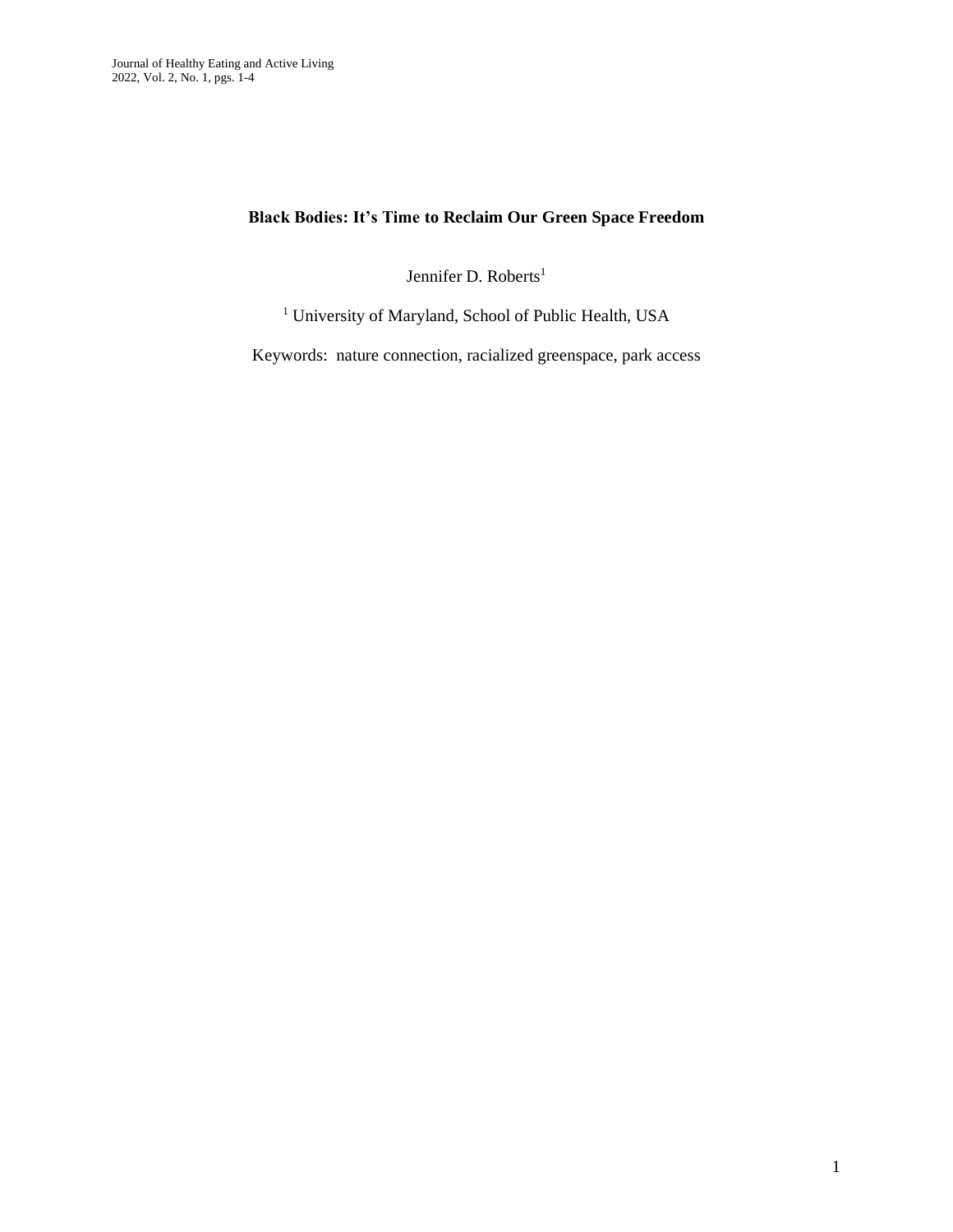# Black Bodies: It's Time to Reclaim Our Green Space Freedom

Jennifer D. Roberts[1]

[1] University of Maryland, School of Public Health, USA

Keywords: nature connection, racialized greenspace, park access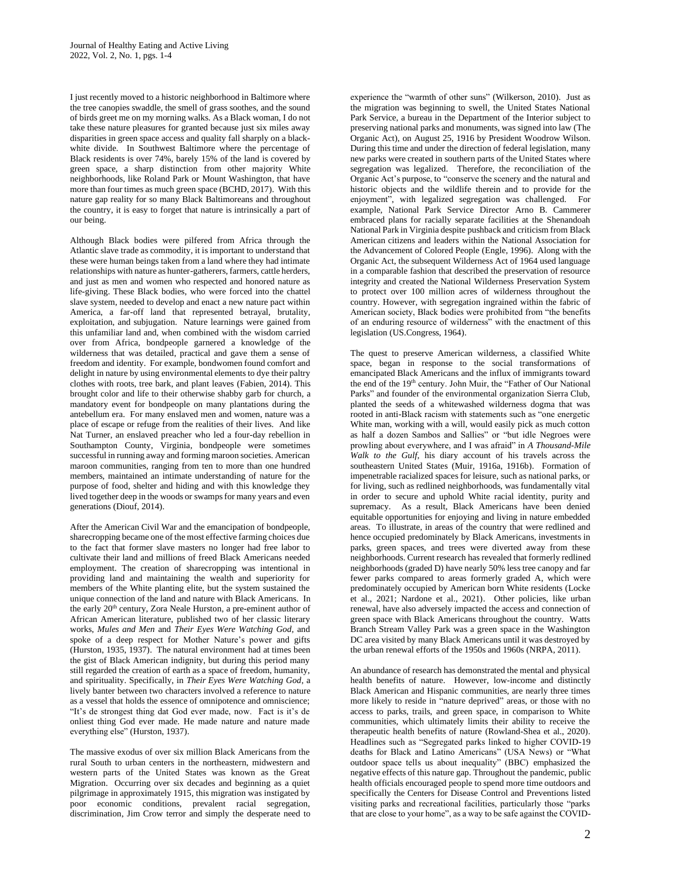I just recently moved to a historic neighborhood in Baltimore where the tree canopies swaddle, the smell of grass soothes, and the sound of birds greet me on my morning walks. As a Black woman, I do not take these nature pleasures for granted because just six miles away disparities in green space access and quality fall sharply on a black-white divide. In Southwest Baltimore where the percentage of Black residents is over 74%, barely 15% of the land is covered by green space, a sharp distinction from other majority White neighborhoods, like Roland Park or Mount Washington, that have more than four times as much green space (BCHD, 2017). With this nature gap reality for so many Black Baltimoreans and throughout the country, it is easy to forget that nature is intrinsically a part of our being.

Although Black bodies were pilfered from Africa through the Atlantic slave trade as commodity, it is important to understand that these were human beings taken from a land where they had intimate relationships with nature as hunter-gatherers, farmers, cattle herders, and just as men and women who respected and honored nature as life-giving. These Black bodies, who were forced into the chattel slave system, needed to develop and enact a new nature pact within America, a far-off land that represented betrayal, brutality, exploitation, and subjugation. Nature learnings were gained from this unfamiliar land and, when combined with the wisdom carried over from Africa, bondpeople garnered a knowledge of the wilderness that was detailed, practical and gave them a sense of freedom and identity. For example, bondwomen found comfort and delight in nature by using environmental elements to dye their paltry clothes with roots, tree bark, and plant leaves (Fabien, 2014). This brought color and life to their otherwise shabby garb for church, a mandatory event for bondpeople on many plantations during the antebellum era. For many enslaved men and women, nature was a place of escape or refuge from the realities of their lives. And like Nat Turner, an enslaved preacher who led a four-day rebellion in Southampton County, Virginia, bondpeople were sometimes successful in running away and forming maroon societies. American maroon communities, ranging from ten to more than one hundred members, maintained an intimate understanding of nature for the purpose of food, shelter and hiding and with this knowledge they lived together deep in the woods or swamps for many years and even generations (Diouf, 2014).

After the American Civil War and the emancipation of bondpeople, sharecropping became one of the most effective farming choices due to the fact that former slave masters no longer had free labor to cultivate their land and millions of freed Black Americans needed employment. The creation of sharecropping was intentional in providing land and maintaining the wealth and superiority for members of the White planting elite, but the system sustained the unique connection of the land and nature with Black Americans. In the early 20th century, Zora Neale Hurston, a pre-eminent author of African American literature, published two of her classic literary works, *Mules and Men* and *Their Eyes Were Watching God*, and spoke of a deep respect for Mother Nature's power and gifts (Hurston, 1935, 1937). The natural environment had at times been the gist of Black American indignity, but during this period many still regarded the creation of earth as a space of freedom, humanity, and spirituality. Specifically, in *Their Eyes Were Watching God*, a lively banter between two characters involved a reference to nature as a vessel that holds the essence of omnipotence and omniscience; "It's de strongest thing dat God ever made, now. Fact is it's de onliest thing God ever made. He made nature and nature made everything else" (Hurston, 1937).

The massive exodus of over six million Black Americans from the rural South to urban centers in the northeastern, midwestern and western parts of the United States was known as the Great Migration. Occurring over six decades and beginning as a quiet pilgrimage in approximately 1915, this migration was instigated by poor economic conditions, prevalent racial segregation, discrimination, Jim Crow terror and simply the desperate need to experience the "warmth of other suns" (Wilkerson, 2010). Just as the migration was beginning to swell, the United States National Park Service, a bureau in the Department of the Interior subject to preserving national parks and monuments, was signed into law (The Organic Act), on August 25, 1916 by President Woodrow Wilson. During this time and under the direction of federal legislation, many new parks were created in southern parts of the United States where segregation was legalized. Therefore, the reconciliation of the Organic Act's purpose, to "conserve the scenery and the natural and historic objects and the wildlife therein and to provide for the enjoyment", with legalized segregation was challenged. For example, National Park Service Director Arno B. Cammerer embraced plans for racially separate facilities at the Shenandoah National Park in Virginia despite pushback and criticism from Black American citizens and leaders within the National Association for the Advancement of Colored People (Engle, 1996). Along with the Organic Act, the subsequent Wilderness Act of 1964 used language in a comparable fashion that described the preservation of resource integrity and created the National Wilderness Preservation System to protect over 100 million acres of wilderness throughout the country. However, with segregation ingrained within the fabric of American society, Black bodies were prohibited from "the benefits of an enduring resource of wilderness" with the enactment of this legislation (US.Congress, 1964).

The quest to preserve American wilderness, a classified White space, began in response to the social transformations of emancipated Black Americans and the influx of immigrants toward the end of the 19th century. John Muir, the "Father of Our National Parks" and founder of the environmental organization Sierra Club, planted the seeds of a whitewashed wilderness dogma that was rooted in anti-Black racism with statements such as "one energetic White man, working with a will, would easily pick as much cotton as half a dozen Sambos and Sallies" or "but idle Negroes were prowling about everywhere, and I was afraid" in *A Thousand-Mile Walk to the Gulf*, his diary account of his travels across the southeastern United States (Muir, 1916a, 1916b). Formation of impenetrable racialized spaces for leisure, such as national parks, or for living, such as redlined neighborhoods, was fundamentally vital in order to secure and uphold White racial identity, purity and supremacy. As a result, Black Americans have been denied equitable opportunities for enjoying and living in nature embedded areas. To illustrate, in areas of the country that were redlined and hence occupied predominately by Black Americans, investments in parks, green spaces, and trees were diverted away from these neighborhoods. Current research has revealed that formerly redlined neighborhoods (graded D) have nearly 50% less tree canopy and far fewer parks compared to areas formerly graded A, which were predominately occupied by American born White residents (Locke et al., 2021; Nardone et al., 2021). Other policies, like urban renewal, have also adversely impacted the access and connection of green space with Black Americans throughout the country. Watts Branch Stream Valley Park was a green space in the Washington DC area visited by many Black Americans until it was destroyed by the urban renewal efforts of the 1950s and 1960s (NRPA, 2011).

An abundance of research has demonstrated the mental and physical health benefits of nature. However, low-income and distinctly Black American and Hispanic communities, are nearly three times more likely to reside in "nature deprived" areas, or those with no access to parks, trails, and green space, in comparison to White communities, which ultimately limits their ability to receive the therapeutic health benefits of nature (Rowland-Shea et al., 2020). Headlines such as "Segregated parks linked to higher COVID-19 deaths for Black and Latino Americans" (USA News) or "What outdoor space tells us about inequality" (BBC) emphasized the negative effects of this nature gap. Throughout the pandemic, public health officials encouraged people to spend more time outdoors and specifically the Centers for Disease Control and Preventions listed visiting parks and recreational facilities, particularly those "parks that are close to your home", as a way to be safe against the COVID-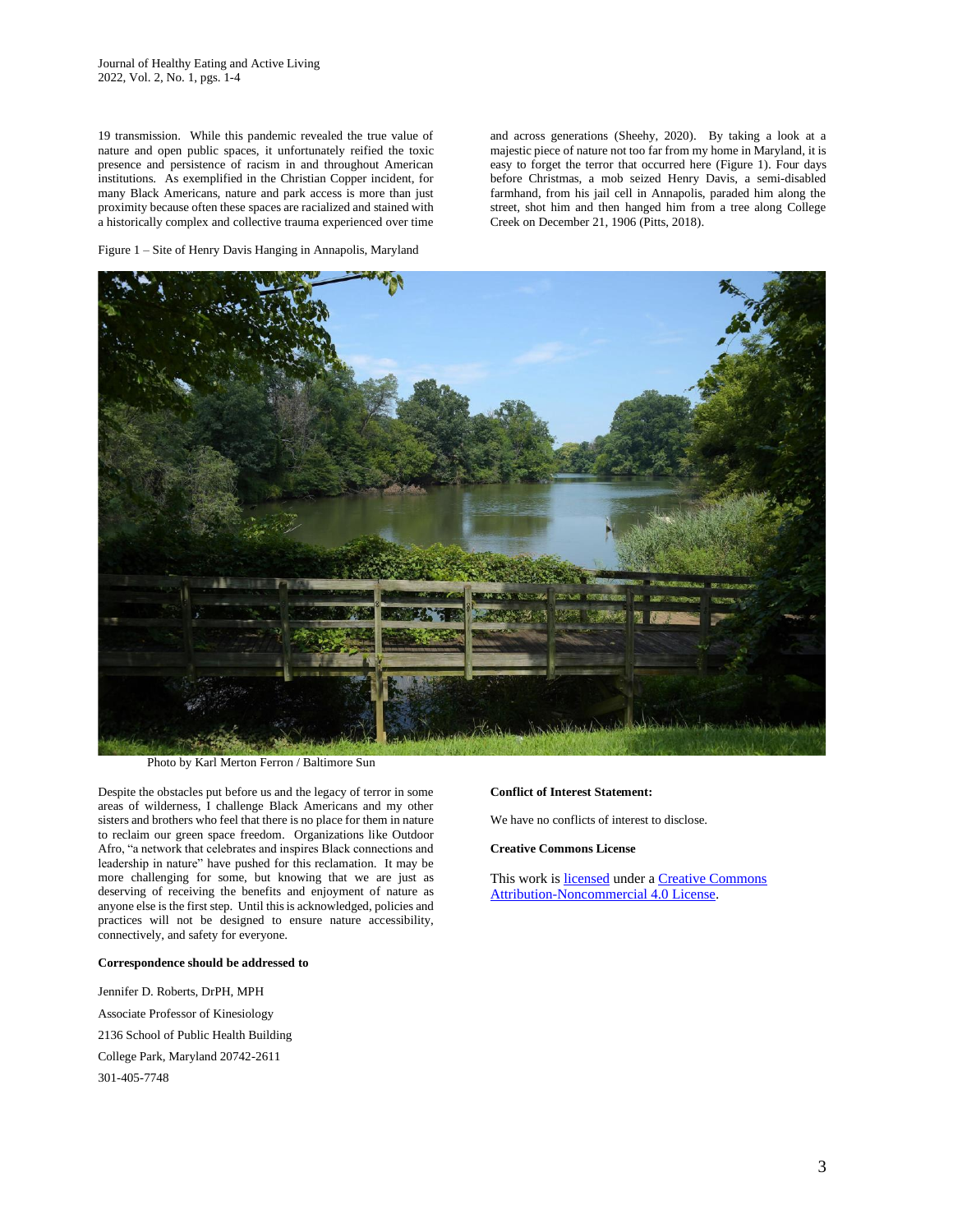19 transmission. While this pandemic revealed the true value of nature and open public spaces, it unfortunately reified the toxic presence and persistence of racism in and throughout American institutions. As exemplified in the Christian Copper incident, for many Black Americans, nature and park access is more than just proximity because often these spaces are racialized and stained with a historically complex and collective trauma experienced over time and across generations (Sheehy, 2020). By taking a look at a majestic piece of nature not too far from my home in Maryland, it is easy to forget the terror that occurred here (Figure 1). Four days before Christmas, a mob seized Henry Davis, a semi-disabled farmhand, from his jail cell in Annapolis, paraded him along the street, shot him and then hanged him from a tree along College Creek on December 21, 1906 (Pitts, 2018).

Figure 1 – Site of Henry Davis Hanging in Annapolis, Maryland

Photo by Karl Merton Ferron / Baltimore Sun

Despite the obstacles put before us and the legacy of terror in some areas of wilderness, I challenge Black Americans and my other sisters and brothers who feel that there is no place for them in nature to reclaim our green space freedom. Organizations like Outdoor Afro, "a network that celebrates and inspires Black connections and leadership in nature" have pushed for this reclamation. It may be more challenging for some, but knowing that we are just as deserving of receiving the benefits and enjoyment of nature as anyone else is the first step. Until this is acknowledged, policies and practices will not be designed to ensure nature accessibility, connectively, and safety for everyone.

**Correspondence should be addressed to**

Jennifer D. Roberts, DrPH, MPH

Associate Professor of Kinesiology

2136 School of Public Health Building

College Park, Maryland 20742-2611

301-405-7748

**Conflict of Interest Statement:**

We have no conflicts of interest to disclose.

**Creative Commons License**

This work is licensed under a Creative Commons Attribution-Noncommercial 4.0 License.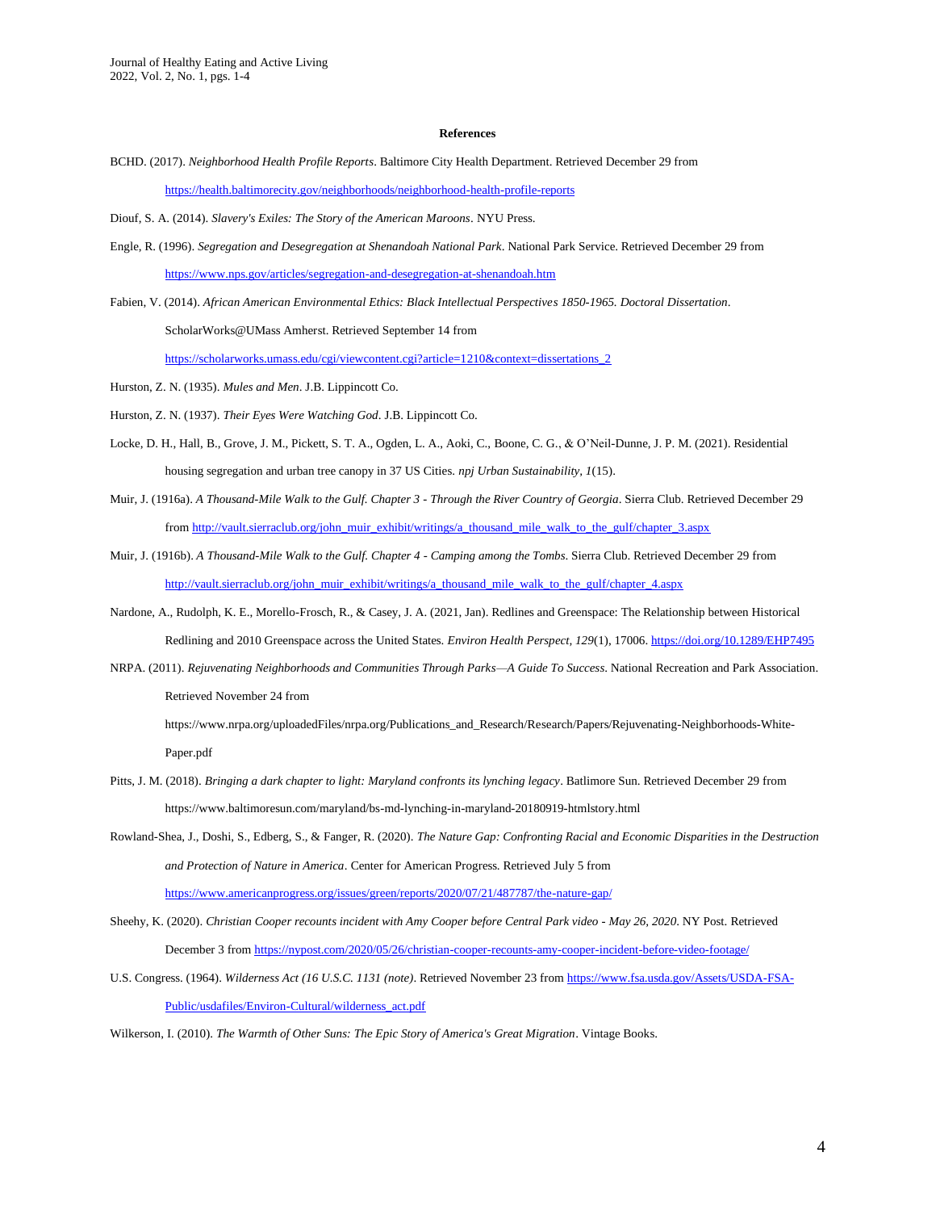## References

BCHD. (2017). *Neighborhood Health Profile Reports*. Baltimore City Health Department. Retrieved December 29 from https://health.baltimorecity.gov/neighborhoods/neighborhood-health-profile-reports

Diouf, S. A. (2014). *Slavery's Exiles: The Story of the American Maroons*. NYU Press.

Engle, R. (1996). *Segregation and Desegregation at Shenandoah National Park*. National Park Service. Retrieved December 29 from https://www.nps.gov/articles/segregation-and-desegregation-at-shenandoah.htm

Fabien, V. (2014). *African American Environmental Ethics: Black Intellectual Perspectives 1850-1965. Doctoral Dissertation*. ScholarWorks@UMass Amherst. Retrieved September 14 from https://scholarworks.umass.edu/cgi/viewcontent.cgi?article=1210&context=dissertations_2

Hurston, Z. N. (1935). *Mules and Men*. J.B. Lippincott Co.

Hurston, Z. N. (1937). *Their Eyes Were Watching God*. J.B. Lippincott Co.

Locke, D. H., Hall, B., Grove, J. M., Pickett, S. T. A., Ogden, L. A., Aoki, C., Boone, C. G., & O'Neil-Dunne, J. P. M. (2021). Residential housing segregation and urban tree canopy in 37 US Cities. *npj Urban Sustainability, 1*(15).

Muir, J. (1916a). *A Thousand-Mile Walk to the Gulf. Chapter 3 - Through the River Country of Georgia*. Sierra Club. Retrieved December 29 from http://vault.sierraclub.org/john_muir_exhibit/writings/a_thousand_mile_walk_to_the_gulf/chapter_3.aspx

Muir, J. (1916b). *A Thousand-Mile Walk to the Gulf. Chapter 4 - Camping among the Tombs*. Sierra Club. Retrieved December 29 from http://vault.sierraclub.org/john_muir_exhibit/writings/a_thousand_mile_walk_to_the_gulf/chapter_4.aspx

Nardone, A., Rudolph, K. E., Morello-Frosch, R., & Casey, J. A. (2021, Jan). Redlines and Greenspace: The Relationship between Historical Redlining and 2010 Greenspace across the United States. *Environ Health Perspect, 129*(1), 17006. https://doi.org/10.1289/EHP7495

NRPA. (2011). *Rejuvenating Neighborhoods and Communities Through Parks—A Guide To Success*. National Recreation and Park Association. Retrieved November 24 from https://www.nrpa.org/uploadedFiles/nrpa.org/Publications_and_Research/Research/Papers/Rejuvenating-Neighborhoods-White-Paper.pdf

Pitts, J. M. (2018). *Bringing a dark chapter to light: Maryland confronts its lynching legacy*. Batlimore Sun. Retrieved December 29 from https://www.baltimoresun.com/maryland/bs-md-lynching-in-maryland-20180919-htmlstory.html

Rowland-Shea, J., Doshi, S., Edberg, S., & Fanger, R. (2020). *The Nature Gap: Confronting Racial and Economic Disparities in the Destruction and Protection of Nature in America*. Center for American Progress. Retrieved July 5 from https://www.americanprogress.org/issues/green/reports/2020/07/21/487787/the-nature-gap/

Sheehy, K. (2020). *Christian Cooper recounts incident with Amy Cooper before Central Park video - May 26, 2020*. NY Post. Retrieved December 3 from https://nypost.com/2020/05/26/christian-cooper-recounts-amy-cooper-incident-before-video-footage/

U.S. Congress. (1964). *Wilderness Act (16 U.S.C. 1131 (note)*. Retrieved November 23 from https://www.fsa.usda.gov/Assets/USDA-FSA-Public/usdafiles/Environ-Cultural/wilderness_act.pdf

Wilkerson, I. (2010). *The Warmth of Other Suns: The Epic Story of America's Great Migration*. Vintage Books.